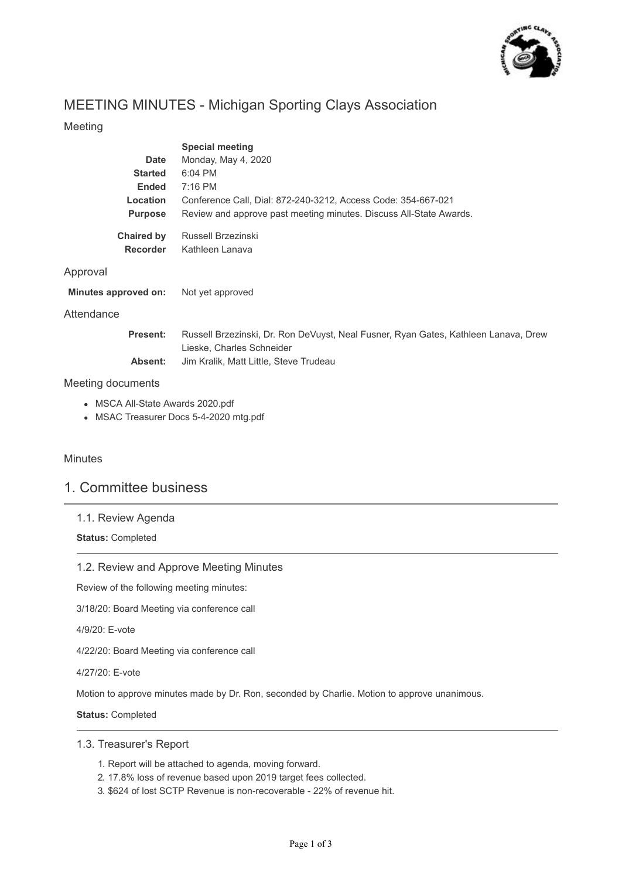# MEETING MINUTES - Michigan Sporting Clays Association

## Meeting

| | |
|---|---|
| | **Special meeting** |
| **Date** | Monday, May 4, 2020 |
| **Started** | 6:04 PM |
| **Ended** | 7:16 PM |
| **Location** | Conference Call, Dial: 872-240-3212, Access Code: 354-667-021 |
| **Purpose** | Review and approve past meeting minutes. Discuss All-State Awards. |
| **Chaired by** | Russell Brzezinski |
| **Recorder** | Kathleen Lanava |

## Approval

**Minutes approved on:** Not yet approved

## Attendance

**Present:** Russell Brzezinski, Dr. Ron DeVuyst, Neal Fusner, Ryan Gates, Kathleen Lanava, Drew Lieske, Charles Schneider

**Absent:** Jim Kralik, Matt Little, Steve Trudeau

## Meeting documents

- MSCA All-State Awards 2020.pdf
- MSAC Treasurer Docs 5-4-2020 mtg.pdf

## Minutes

# 1. Committee business

### 1.1. Review Agenda

**Status:** Completed

### 1.2. Review and Approve Meeting Minutes

Review of the following meeting minutes:

3/18/20: Board Meeting via conference call

4/9/20: E-vote

4/22/20: Board Meeting via conference call

4/27/20: E-vote

Motion to approve minutes made by Dr. Ron, seconded by Charlie. Motion to approve unanimous.

**Status:** Completed

### 1.3. Treasurer's Report

1. Report will be attached to agenda, moving forward.
2. 17.8% loss of revenue based upon 2019 target fees collected.
3. $624 of lost SCTP Revenue is non-recoverable - 22% of revenue hit.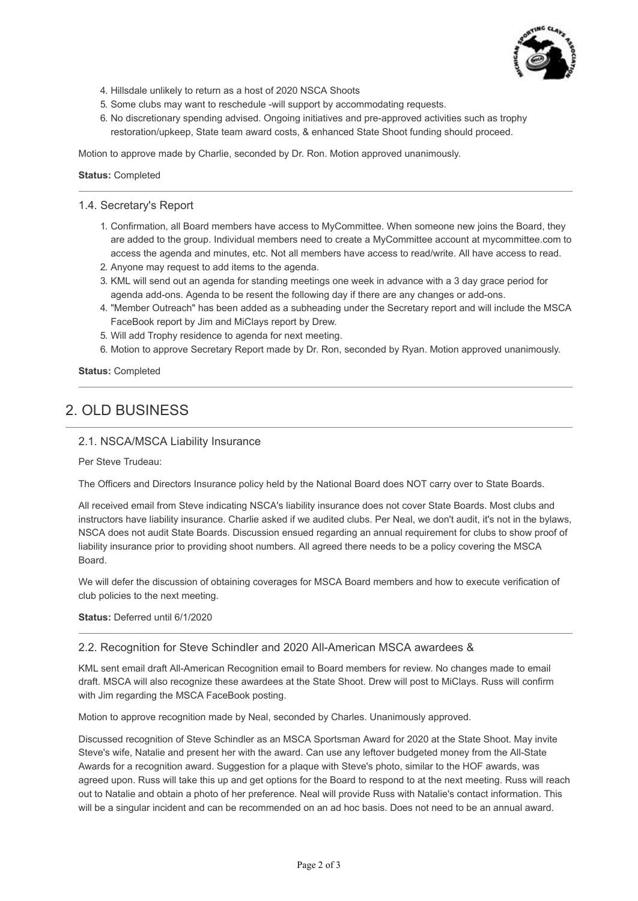4. Hillsdale unlikely to return as a host of 2020 NSCA Shoots
5. Some clubs may want to reschedule -will support by accommodating requests.
6. No discretionary spending advised. Ongoing initiatives and pre-approved activities such as trophy restoration/upkeep, State team award costs, & enhanced State Shoot funding should proceed.

Motion to approve made by Charlie, seconded by Dr. Ron. Motion approved unanimously.

**Status:** Completed

### 1.4. Secretary's Report

1. Confirmation, all Board members have access to MyCommittee. When someone new joins the Board, they are added to the group. Individual members need to create a MyCommittee account at mycommittee.com to access the agenda and minutes, etc. Not all members have access to read/write. All have access to read.
2. Anyone may request to add items to the agenda.
3. KML will send out an agenda for standing meetings one week in advance with a 3 day grace period for agenda add-ons. Agenda to be resent the following day if there are any changes or add-ons.
4. "Member Outreach" has been added as a subheading under the Secretary report and will include the MSCA FaceBook report by Jim and MiClays report by Drew.
5. Will add Trophy residence to agenda for next meeting.
6. Motion to approve Secretary Report made by Dr. Ron, seconded by Ryan. Motion approved unanimously.

**Status:** Completed

## 2. OLD BUSINESS

### 2.1. NSCA/MSCA Liability Insurance

Per Steve Trudeau:

The Officers and Directors Insurance policy held by the National Board does NOT carry over to State Boards.

All received email from Steve indicating NSCA's liability insurance does not cover State Boards. Most clubs and instructors have liability insurance. Charlie asked if we audited clubs. Per Neal, we don't audit, it's not in the bylaws, NSCA does not audit State Boards. Discussion ensued regarding an annual requirement for clubs to show proof of liability insurance prior to providing shoot numbers. All agreed there needs to be a policy covering the MSCA Board.

We will defer the discussion of obtaining coverages for MSCA Board members and how to execute verification of club policies to the next meeting.

**Status:** Deferred until 6/1/2020

### 2.2. Recognition for Steve Schindler and 2020 All-American MSCA awardees &

KML sent email draft All-American Recognition email to Board members for review. No changes made to email draft. MSCA will also recognize these awardees at the State Shoot. Drew will post to MiClays. Russ will confirm with Jim regarding the MSCA FaceBook posting.

Motion to approve recognition made by Neal, seconded by Charles. Unanimously approved.

Discussed recognition of Steve Schindler as an MSCA Sportsman Award for 2020 at the State Shoot. May invite Steve's wife, Natalie and present her with the award. Can use any leftover budgeted money from the All-State Awards for a recognition award. Suggestion for a plaque with Steve's photo, similar to the HOF awards, was agreed upon. Russ will take this up and get options for the Board to respond to at the next meeting. Russ will reach out to Natalie and obtain a photo of her preference. Neal will provide Russ with Natalie's contact information. This will be a singular incident and can be recommended on an ad hoc basis. Does not need to be an annual award.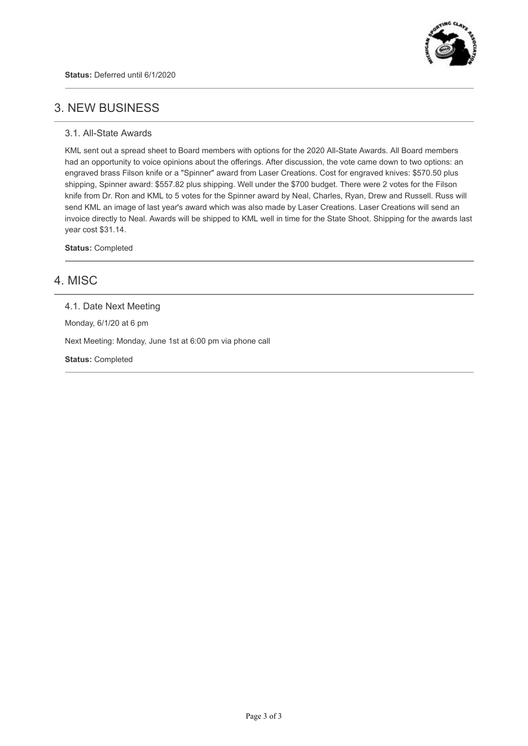**Status:** Deferred until 6/1/2020

## 3. NEW BUSINESS

### 3.1. All-State Awards

KML sent out a spread sheet to Board members with options for the 2020 All-State Awards. All Board members had an opportunity to voice opinions about the offerings. After discussion, the vote came down to two options: an engraved brass Filson knife or a "Spinner" award from Laser Creations. Cost for engraved knives: $570.50 plus shipping, Spinner award: $557.82 plus shipping. Well under the $700 budget. There were 2 votes for the Filson knife from Dr. Ron and KML to 5 votes for the Spinner award by Neal, Charles, Ryan, Drew and Russell. Russ will send KML an image of last year's award which was also made by Laser Creations. Laser Creations will send an invoice directly to Neal. Awards will be shipped to KML well in time for the State Shoot. Shipping for the awards last year cost $31.14.

**Status:** Completed

## 4. MISC

### 4.1. Date Next Meeting

Monday, 6/1/20 at 6 pm

Next Meeting: Monday, June 1st at 6:00 pm via phone call

**Status:** Completed